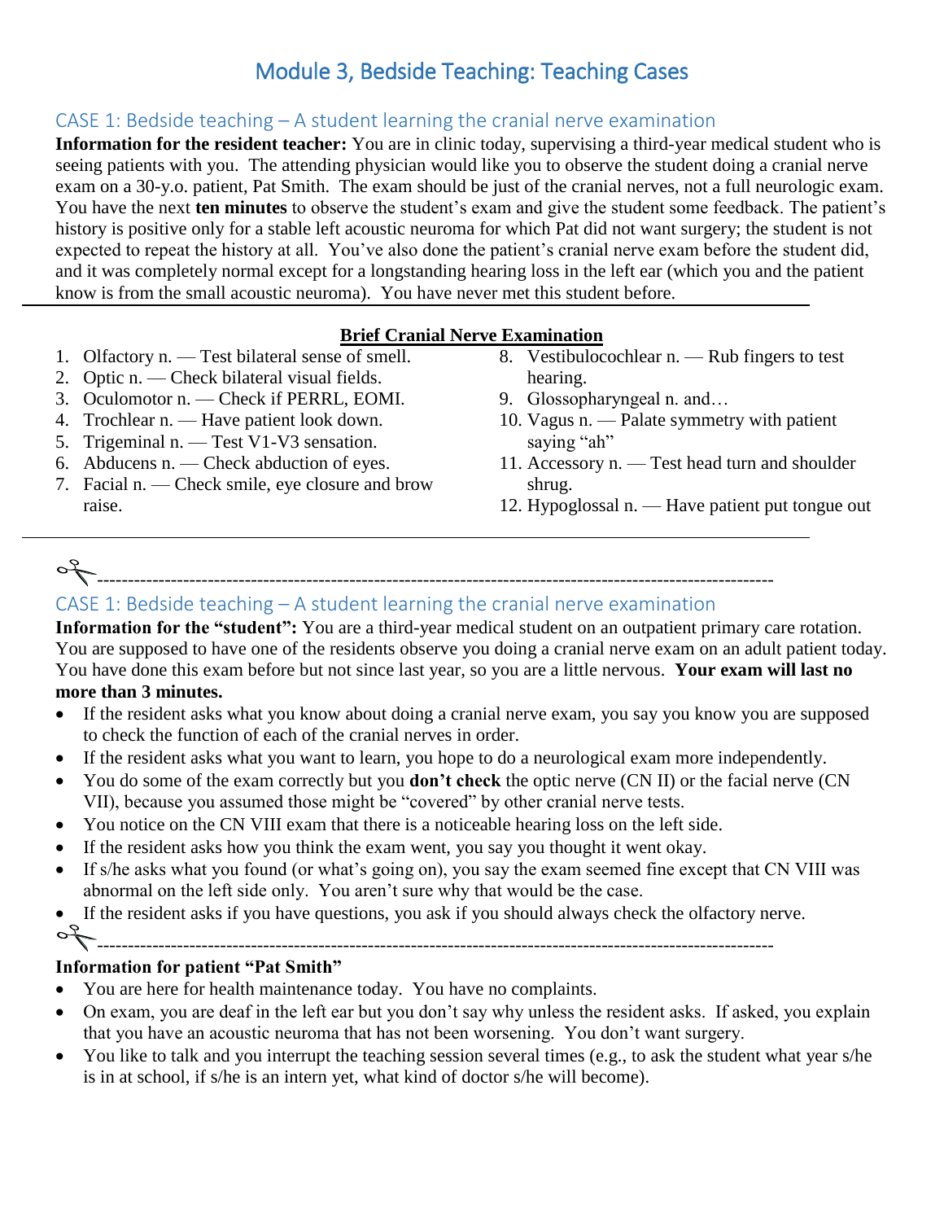# Module 3, Bedside Teaching: Teaching Cases

## CASE 1: Bedside teaching – A student learning the cranial nerve examination

**Information for the resident teacher:** You are in clinic today, supervising a third-year medical student who is seeing patients with you. The attending physician would like you to observe the student doing a cranial nerve exam on a 30-y.o. patient, Pat Smith. The exam should be just of the cranial nerves, not a full neurologic exam. You have the next **ten minutes** to observe the student's exam and give the student some feedback. The patient's history is positive only for a stable left acoustic neuroma for which Pat did not want surgery; the student is not expected to repeat the history at all. You've also done the patient's cranial nerve exam before the student did, and it was completely normal except for a longstanding hearing loss in the left ear (which you and the patient know is from the small acoustic neuroma). You have never met this student before.

---

**Brief Cranial Nerve Examination**

1. Olfactory n. — Test bilateral sense of smell.
2. Optic n. — Check bilateral visual fields.
3. Oculomotor n. — Check if PERRL, EOMI.
4. Trochlear n. — Have patient look down.
5. Trigeminal n. — Test V1-V3 sensation.
6. Abducens n. — Check abduction of eyes.
7. Facial n. — Check smile, eye closure and brow raise.
8. Vestibulocochlear n. — Rub fingers to test hearing.
9. Glossopharyngeal n. and…
10. Vagus n. — Palate symmetry with patient saying "ah"
11. Accessory n. — Test head turn and shoulder shrug.
12. Hypoglossal n. — Have patient put tongue out

---

✂-------------------------------------------------------------------------------------------------------------

## CASE 1: Bedside teaching – A student learning the cranial nerve examination

**Information for the "student":** You are a third-year medical student on an outpatient primary care rotation. You are supposed to have one of the residents observe you doing a cranial nerve exam on an adult patient today. You have done this exam before but not since last year, so you are a little nervous. **Your exam will last no more than 3 minutes.**

- If the resident asks what you know about doing a cranial nerve exam, you say you know you are supposed to check the function of each of the cranial nerves in order.
- If the resident asks what you want to learn, you hope to do a neurological exam more independently.
- You do some of the exam correctly but you **don't check** the optic nerve (CN II) or the facial nerve (CN VII), because you assumed those might be "covered" by other cranial nerve tests.
- You notice on the CN VIII exam that there is a noticeable hearing loss on the left side.
- If the resident asks how you think the exam went, you say you thought it went okay.
- If s/he asks what you found (or what's going on), you say the exam seemed fine except that CN VIII was abnormal on the left side only. You aren't sure why that would be the case.
- If the resident asks if you have questions, you ask if you should always check the olfactory nerve.

✂-------------------------------------------------------------------------------------------------------------

**Information for patient "Pat Smith"**

- You are here for health maintenance today. You have no complaints.
- On exam, you are deaf in the left ear but you don't say why unless the resident asks. If asked, you explain that you have an acoustic neuroma that has not been worsening. You don't want surgery.
- You like to talk and you interrupt the teaching session several times (e.g., to ask the student what year s/he is in at school, if s/he is an intern yet, what kind of doctor s/he will become).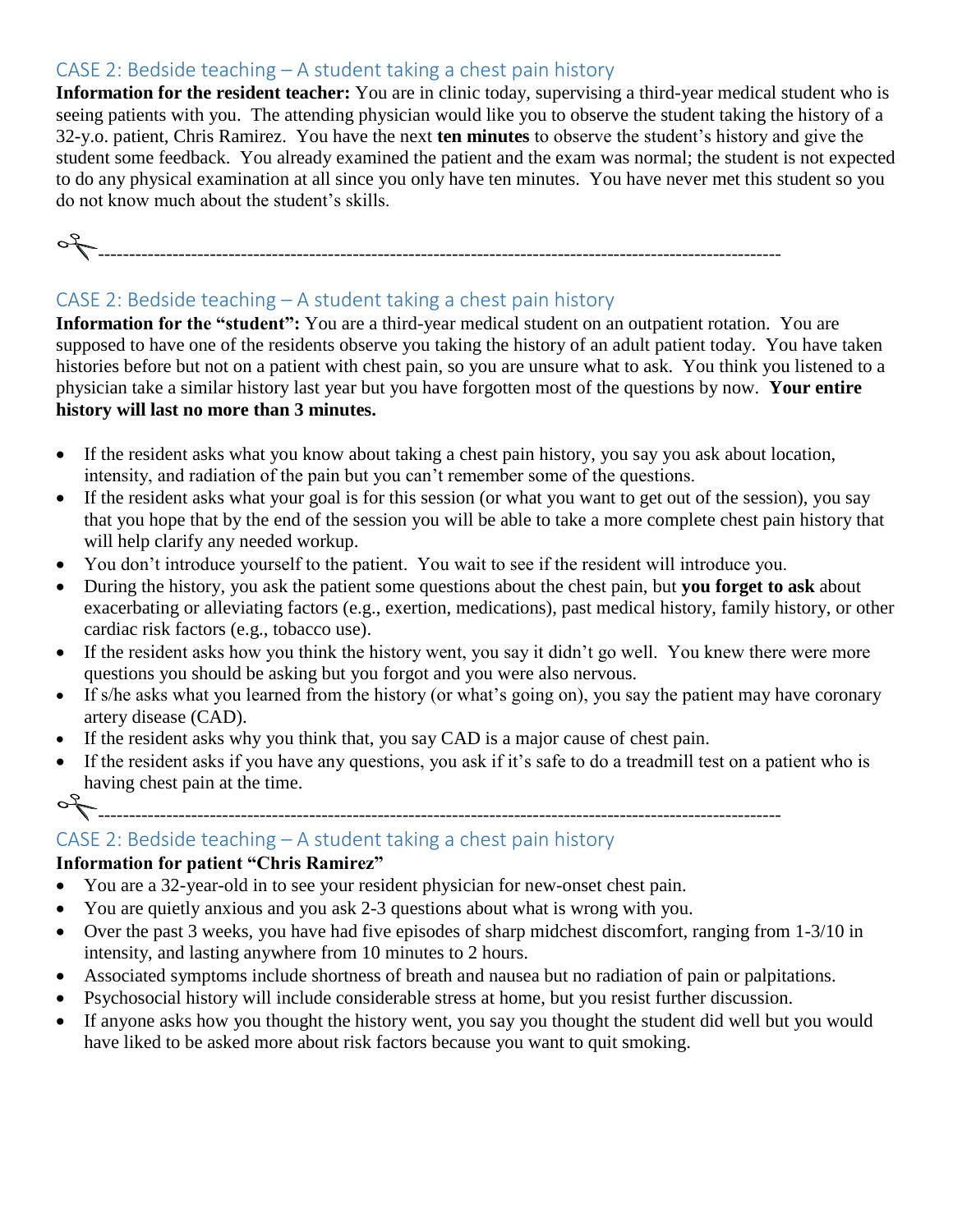## CASE 2: Bedside teaching – A student taking a chest pain history

**Information for the resident teacher:** You are in clinic today, supervising a third-year medical student who is seeing patients with you. The attending physician would like you to observe the student taking the history of a 32-y.o. patient, Chris Ramirez. You have the next **ten minutes** to observe the student's history and give the student some feedback. You already examined the patient and the exam was normal; the student is not expected to do any physical examination at all since you only have ten minutes. You have never met this student so you do not know much about the student's skills.

---

## CASE 2: Bedside teaching – A student taking a chest pain history

**Information for the "student":** You are a third-year medical student on an outpatient rotation. You are supposed to have one of the residents observe you taking the history of an adult patient today. You have taken histories before but not on a patient with chest pain, so you are unsure what to ask. You think you listened to a physician take a similar history last year but you have forgotten most of the questions by now. **Your entire history will last no more than 3 minutes.**

- If the resident asks what you know about taking a chest pain history, you say you ask about location, intensity, and radiation of the pain but you can't remember some of the questions.
- If the resident asks what your goal is for this session (or what you want to get out of the session), you say that you hope that by the end of the session you will be able to take a more complete chest pain history that will help clarify any needed workup.
- You don't introduce yourself to the patient. You wait to see if the resident will introduce you.
- During the history, you ask the patient some questions about the chest pain, but **you forget to ask** about exacerbating or alleviating factors (e.g., exertion, medications), past medical history, family history, or other cardiac risk factors (e.g., tobacco use).
- If the resident asks how you think the history went, you say it didn't go well. You knew there were more questions you should be asking but you forgot and you were also nervous.
- If s/he asks what you learned from the history (or what's going on), you say the patient may have coronary artery disease (CAD).
- If the resident asks why you think that, you say CAD is a major cause of chest pain.
- If the resident asks if you have any questions, you ask if it's safe to do a treadmill test on a patient who is having chest pain at the time.

---

## CASE 2: Bedside teaching – A student taking a chest pain history

**Information for patient "Chris Ramirez"**

- You are a 32-year-old in to see your resident physician for new-onset chest pain.
- You are quietly anxious and you ask 2-3 questions about what is wrong with you.
- Over the past 3 weeks, you have had five episodes of sharp midchest discomfort, ranging from 1-3/10 in intensity, and lasting anywhere from 10 minutes to 2 hours.
- Associated symptoms include shortness of breath and nausea but no radiation of pain or palpitations.
- Psychosocial history will include considerable stress at home, but you resist further discussion.
- If anyone asks how you thought the history went, you say you thought the student did well but you would have liked to be asked more about risk factors because you want to quit smoking.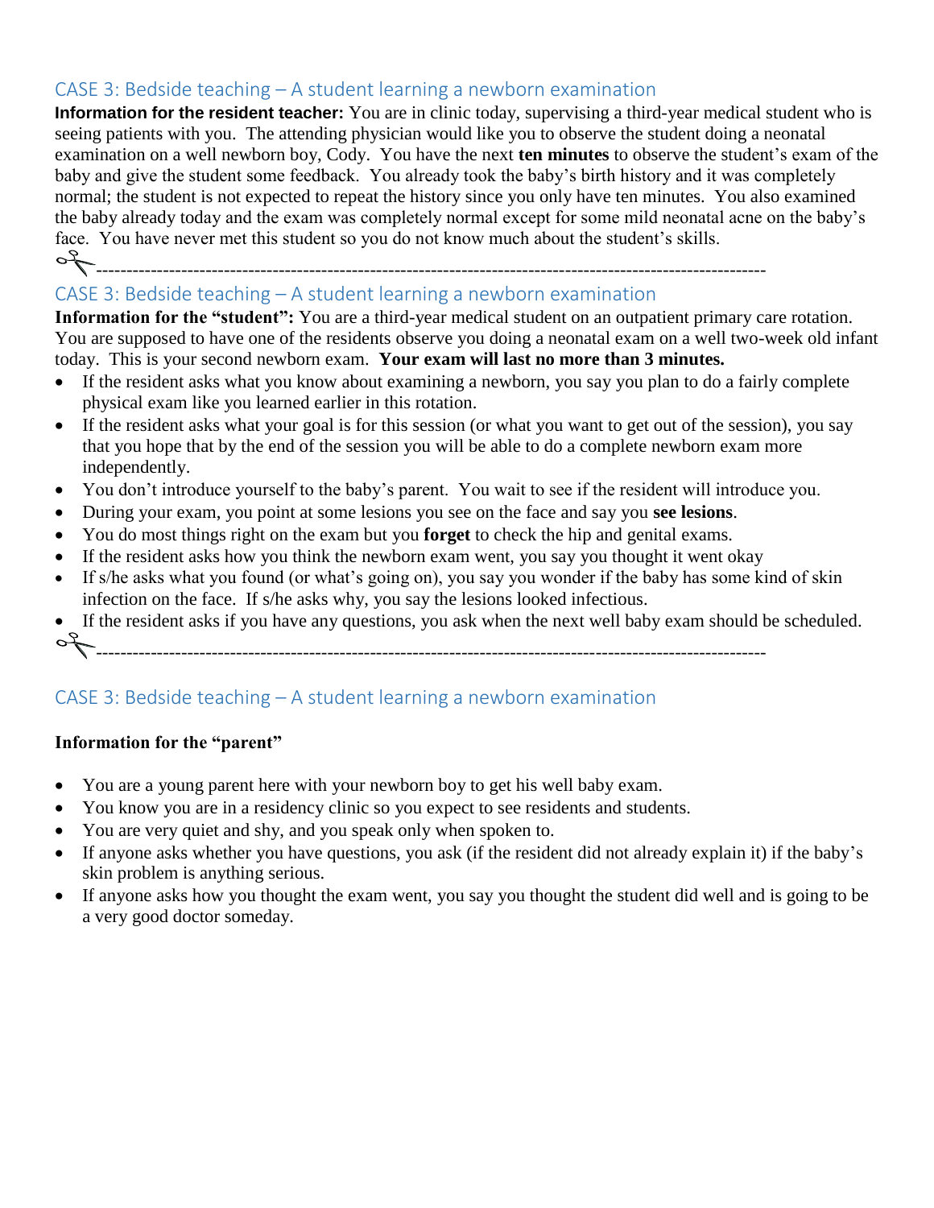## CASE 3: Bedside teaching – A student learning a newborn examination

**Information for the resident teacher:** You are in clinic today, supervising a third-year medical student who is seeing patients with you. The attending physician would like you to observe the student doing a neonatal examination on a well newborn boy, Cody. You have the next **ten minutes** to observe the student's exam of the baby and give the student some feedback. You already took the baby's birth history and it was completely normal; the student is not expected to repeat the history since you only have ten minutes. You also examined the baby already today and the exam was completely normal except for some mild neonatal acne on the baby's face. You have never met this student so you do not know much about the student's skills.

✂----------------------------------------------------------------------------------------------------------------

## CASE 3: Bedside teaching – A student learning a newborn examination

**Information for the "student":** You are a third-year medical student on an outpatient primary care rotation. You are supposed to have one of the residents observe you doing a neonatal exam on a well two-week old infant today. This is your second newborn exam. **Your exam will last no more than 3 minutes.**

- If the resident asks what you know about examining a newborn, you say you plan to do a fairly complete physical exam like you learned earlier in this rotation.
- If the resident asks what your goal is for this session (or what you want to get out of the session), you say that you hope that by the end of the session you will be able to do a complete newborn exam more independently.
- You don't introduce yourself to the baby's parent. You wait to see if the resident will introduce you.
- During your exam, you point at some lesions you see on the face and say you **see lesions**.
- You do most things right on the exam but you **forget** to check the hip and genital exams.
- If the resident asks how you think the newborn exam went, you say you thought it went okay
- If s/he asks what you found (or what's going on), you say you wonder if the baby has some kind of skin infection on the face. If s/he asks why, you say the lesions looked infectious.
- If the resident asks if you have any questions, you ask when the next well baby exam should be scheduled.

✂----------------------------------------------------------------------------------------------------------------

## CASE 3: Bedside teaching – A student learning a newborn examination

**Information for the "parent"**

- You are a young parent here with your newborn boy to get his well baby exam.
- You know you are in a residency clinic so you expect to see residents and students.
- You are very quiet and shy, and you speak only when spoken to.
- If anyone asks whether you have questions, you ask (if the resident did not already explain it) if the baby's skin problem is anything serious.
- If anyone asks how you thought the exam went, you say you thought the student did well and is going to be a very good doctor someday.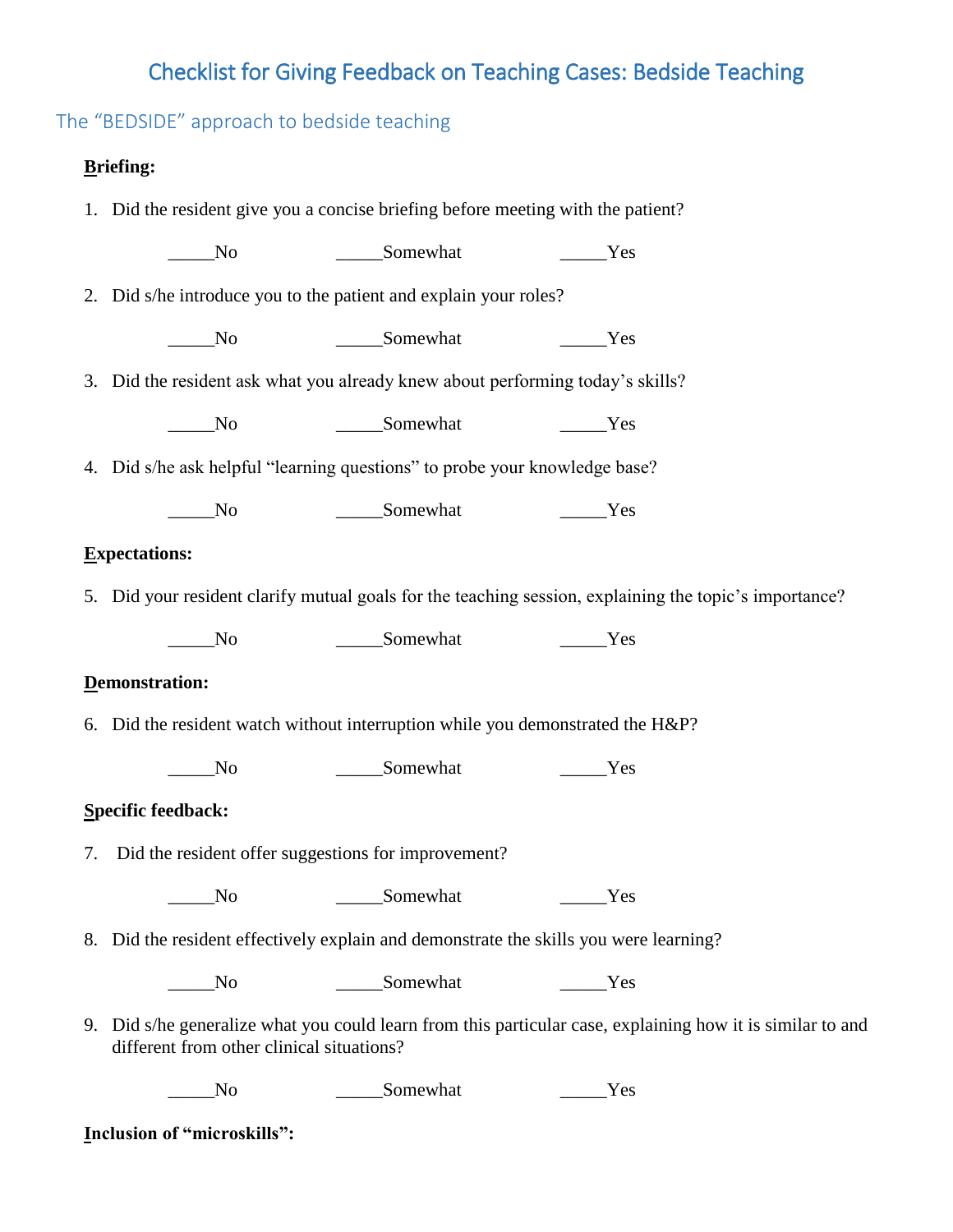# Checklist for Giving Feedback on Teaching Cases: Bedside Teaching

## The "BEDSIDE" approach to bedside teaching

**Briefing:**

1. Did the resident give you a concise briefing before meeting with the patient?

   _____No _____Somewhat _____Yes

2. Did s/he introduce you to the patient and explain your roles?

   _____No _____Somewhat _____Yes

3. Did the resident ask what you already knew about performing today's skills?

   _____No _____Somewhat _____Yes

4. Did s/he ask helpful "learning questions" to probe your knowledge base?

   _____No _____Somewhat _____Yes

**Expectations:**

5. Did your resident clarify mutual goals for the teaching session, explaining the topic's importance?

   _____No _____Somewhat _____Yes

**Demonstration:**

6. Did the resident watch without interruption while you demonstrated the H&P?

   _____No _____Somewhat _____Yes

**Specific feedback:**

7. Did the resident offer suggestions for improvement?

   _____No _____Somewhat _____Yes

8. Did the resident effectively explain and demonstrate the skills you were learning?

   _____No _____Somewhat _____Yes

9. Did s/he generalize what you could learn from this particular case, explaining how it is similar to and different from other clinical situations?

   _____No _____Somewhat _____Yes

**Inclusion of "microskills":**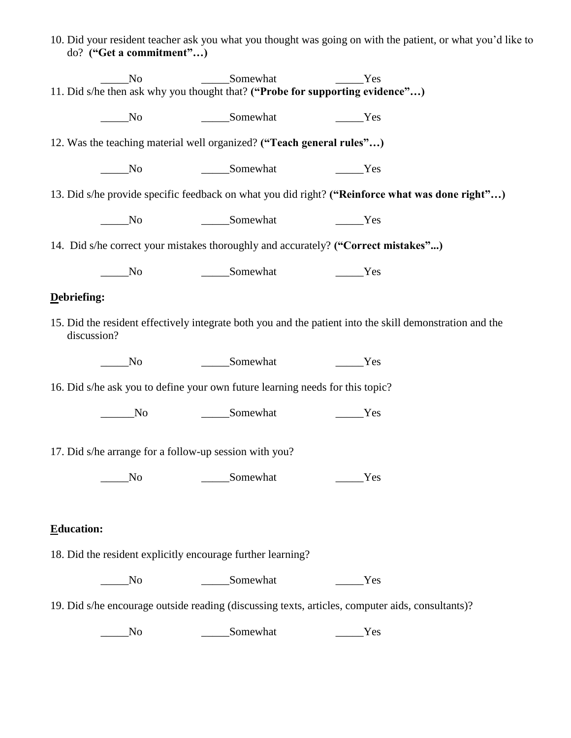10. Did your resident teacher ask you what you thought was going on with the patient, or what you'd like to do? **("Get a commitment"…)**

_____No _____Somewhat _____Yes

11. Did s/he then ask why you thought that? **("Probe for supporting evidence"…)**

_____No _____Somewhat _____Yes

12. Was the teaching material well organized? **("Teach general rules"…)**

_____No _____Somewhat _____Yes

13. Did s/he provide specific feedback on what you did right? **("Reinforce what was done right"…)**

_____No _____Somewhat _____Yes

14. Did s/he correct your mistakes thoroughly and accurately? **("Correct mistakes"...)**

_____No _____Somewhat _____Yes

**Debriefing:**

15. Did the resident effectively integrate both you and the patient into the skill demonstration and the discussion?

_____No _____Somewhat _____Yes

16. Did s/he ask you to define your own future learning needs for this topic?

______No _____Somewhat _____Yes

17. Did s/he arrange for a follow-up session with you?

_____No _____Somewhat _____Yes

**Education:**

18. Did the resident explicitly encourage further learning?

_____No _____Somewhat _____Yes

19. Did s/he encourage outside reading (discussing texts, articles, computer aids, consultants)?

_____No _____Somewhat _____Yes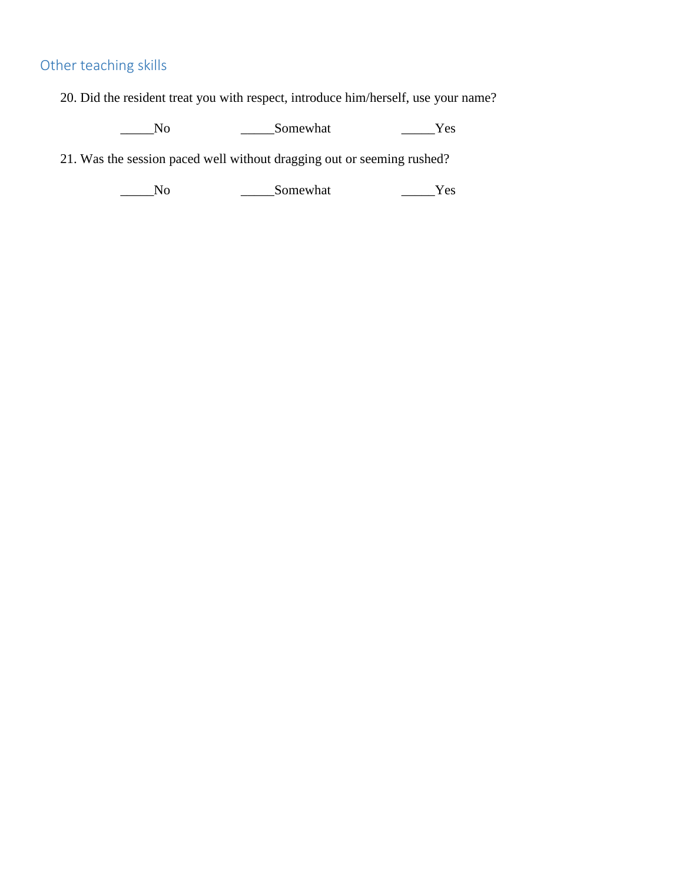## Other teaching skills

20. Did the resident treat you with respect, introduce him/herself, use your name?

    _____No          _____Somewhat          _____Yes

21. Was the session paced well without dragging out or seeming rushed?

    _____No          _____Somewhat          _____Yes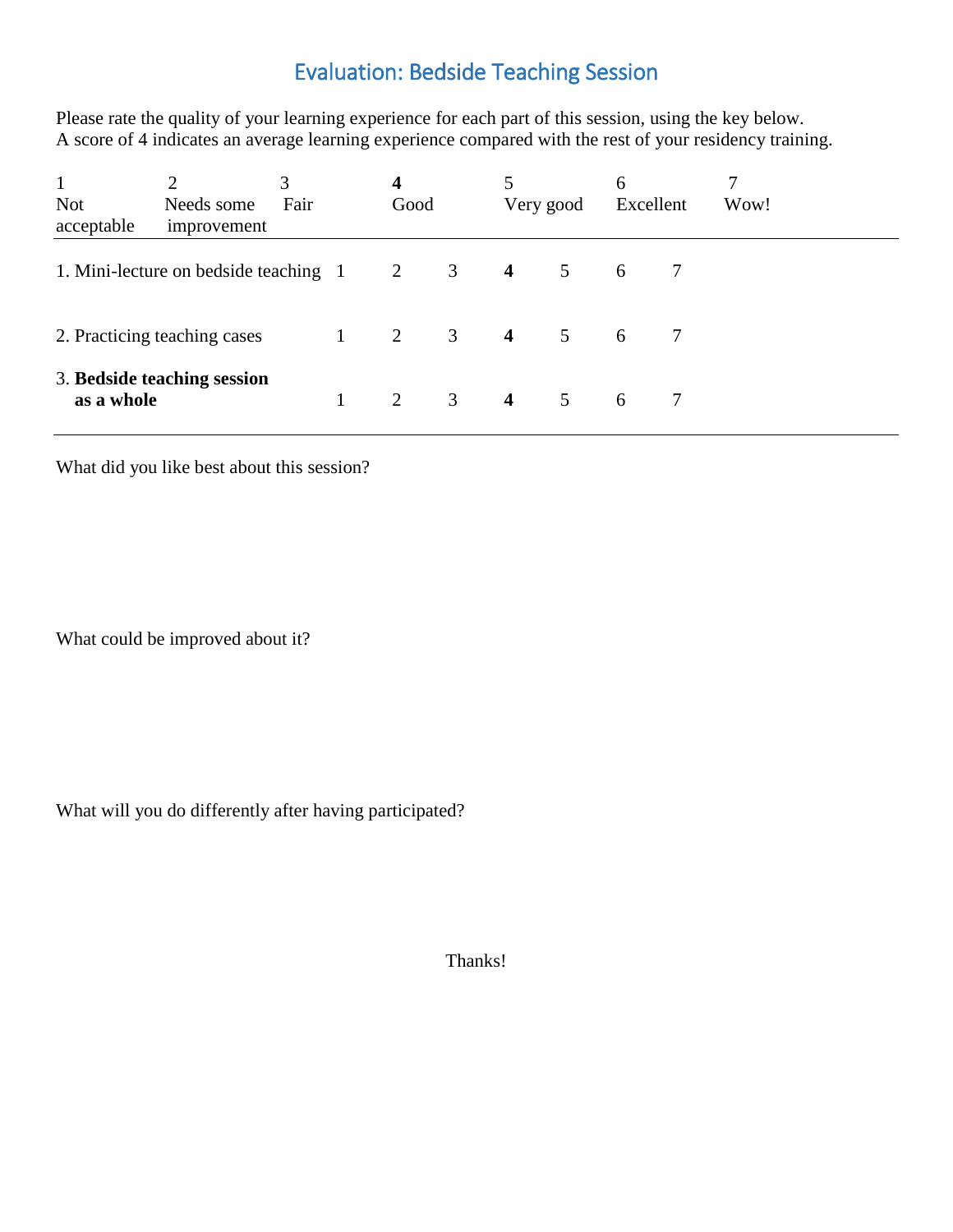# Evaluation: Bedside Teaching Session

Please rate the quality of your learning experience for each part of this session, using the key below.
A score of 4 indicates an average learning experience compared with the rest of your residency training.

| 1 | 2 | 3 | **4** | 5 | 6 | 7 |
|---|---|---|---|---|---|---|
| Not acceptable | Needs some improvement | Fair | Good | Very good | Excellent | Wow! |

| | | | | | | | |
|---|---|---|---|---|---|---|---|
| 1. Mini-lecture on bedside teaching | 1 | 2 | 3 | **4** | 5 | 6 | 7 |
| 2. Practicing teaching cases | 1 | 2 | 3 | **4** | 5 | 6 | 7 |
| 3. **Bedside teaching session as a whole** | 1 | 2 | 3 | **4** | 5 | 6 | 7 |

What did you like best about this session?

What could be improved about it?

What will you do differently after having participated?

Thanks!